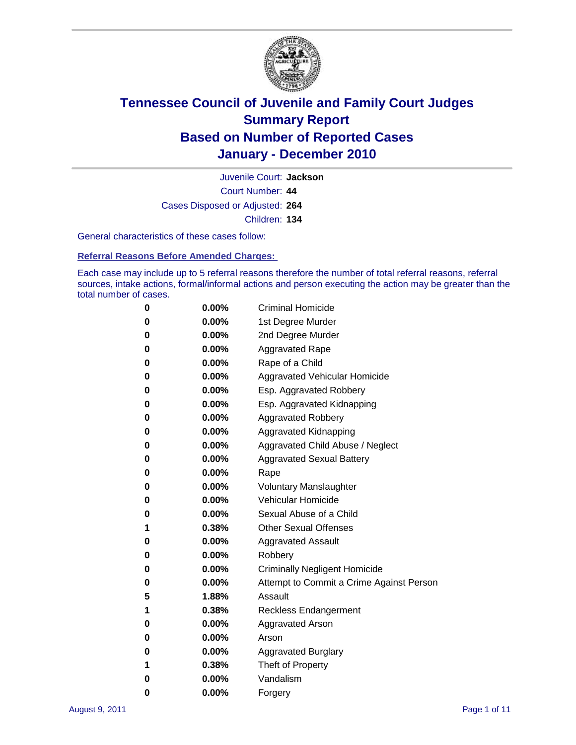# Tennessee Council of Juvenile and Family Court Judges
## Summary Report
## Based on Number of Reported Cases
## January - December 2010

Juvenile Court: **Jackson**

Court Number: **44**

Cases Disposed or Adjusted: **264**

Children: **134**

General characteristics of these cases follow:

### Referral Reasons Before Amended Charges:

Each case may include up to 5 referral reasons therefore the number of total referral reasons, referral sources, intake actions, formal/informal actions and person executing the action may be greater than the total number of cases.

| Count | Percent | Referral Reason |
|---|---|---|
| 0 | 0.00% | Criminal Homicide |
| 0 | 0.00% | 1st Degree Murder |
| 0 | 0.00% | 2nd Degree Murder |
| 0 | 0.00% | Aggravated Rape |
| 0 | 0.00% | Rape of a Child |
| 0 | 0.00% | Aggravated Vehicular Homicide |
| 0 | 0.00% | Esp. Aggravated Robbery |
| 0 | 0.00% | Esp. Aggravated Kidnapping |
| 0 | 0.00% | Aggravated Robbery |
| 0 | 0.00% | Aggravated Kidnapping |
| 0 | 0.00% | Aggravated Child Abuse / Neglect |
| 0 | 0.00% | Aggravated Sexual Battery |
| 0 | 0.00% | Rape |
| 0 | 0.00% | Voluntary Manslaughter |
| 0 | 0.00% | Vehicular Homicide |
| 0 | 0.00% | Sexual Abuse of a Child |
| 1 | 0.38% | Other Sexual Offenses |
| 0 | 0.00% | Aggravated Assault |
| 0 | 0.00% | Robbery |
| 0 | 0.00% | Criminally Negligent Homicide |
| 0 | 0.00% | Attempt to Commit a Crime Against Person |
| 5 | 1.88% | Assault |
| 1 | 0.38% | Reckless Endangerment |
| 0 | 0.00% | Aggravated Arson |
| 0 | 0.00% | Arson |
| 0 | 0.00% | Aggravated Burglary |
| 1 | 0.38% | Theft of Property |
| 0 | 0.00% | Vandalism |
| 0 | 0.00% | Forgery |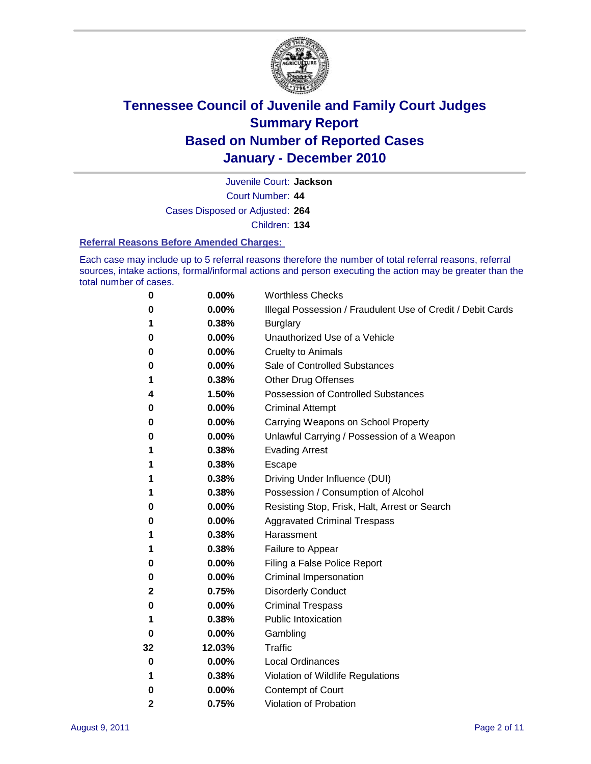# Tennessee Council of Juvenile and Family Court Judges
# Summary Report
# Based on Number of Reported Cases
# January - December 2010

Juvenile Court: **Jackson**
Court Number: **44**
Cases Disposed or Adjusted: **264**
Children: **134**

### Referral Reasons Before Amended Charges:

Each case may include up to 5 referral reasons therefore the number of total referral reasons, referral sources, intake actions, formal/informal actions and person executing the action may be greater than the total number of cases.

| Count | Percent | Referral Reason |
|---|---|---|
| 0 | 0.00% | Worthless Checks |
| 0 | 0.00% | Illegal Possession / Fraudulent Use of Credit / Debit Cards |
| 1 | 0.38% | Burglary |
| 0 | 0.00% | Unauthorized Use of a Vehicle |
| 0 | 0.00% | Cruelty to Animals |
| 0 | 0.00% | Sale of Controlled Substances |
| 1 | 0.38% | Other Drug Offenses |
| 4 | 1.50% | Possession of Controlled Substances |
| 0 | 0.00% | Criminal Attempt |
| 0 | 0.00% | Carrying Weapons on School Property |
| 0 | 0.00% | Unlawful Carrying / Possession of a Weapon |
| 1 | 0.38% | Evading Arrest |
| 1 | 0.38% | Escape |
| 1 | 0.38% | Driving Under Influence (DUI) |
| 1 | 0.38% | Possession / Consumption of Alcohol |
| 0 | 0.00% | Resisting Stop, Frisk, Halt, Arrest or Search |
| 0 | 0.00% | Aggravated Criminal Trespass |
| 1 | 0.38% | Harassment |
| 1 | 0.38% | Failure to Appear |
| 0 | 0.00% | Filing a False Police Report |
| 0 | 0.00% | Criminal Impersonation |
| 2 | 0.75% | Disorderly Conduct |
| 0 | 0.00% | Criminal Trespass |
| 1 | 0.38% | Public Intoxication |
| 0 | 0.00% | Gambling |
| 32 | 12.03% | Traffic |
| 0 | 0.00% | Local Ordinances |
| 1 | 0.38% | Violation of Wildlife Regulations |
| 0 | 0.00% | Contempt of Court |
| 2 | 0.75% | Violation of Probation |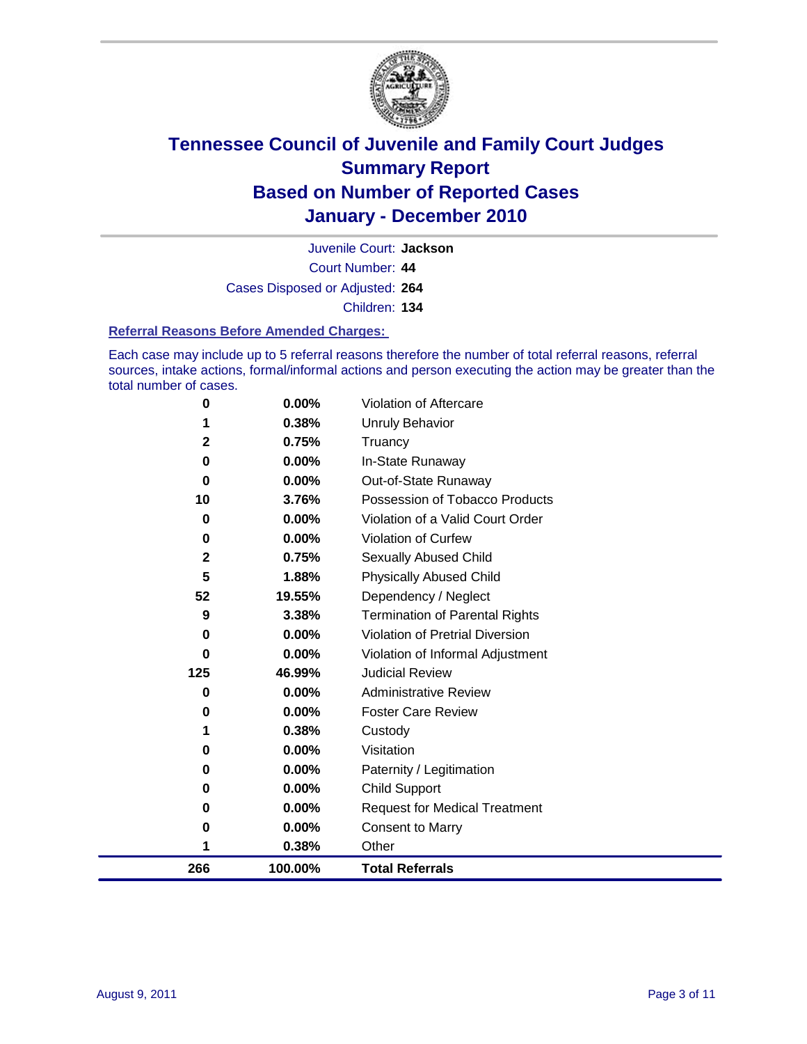# Tennessee Council of Juvenile and Family Court Judges
## Summary Report
## Based on Number of Reported Cases
## January - December 2010

Juvenile Court: **Jackson**

Court Number: **44**

Cases Disposed or Adjusted: **264**

Children: **134**

### Referral Reasons Before Amended Charges:

Each case may include up to 5 referral reasons therefore the number of total referral reasons, referral sources, intake actions, formal/informal actions and person executing the action may be greater than the total number of cases.

| Count | Percent | Referral Reason |
|---|---|---|
| 0 | 0.00% | Violation of Aftercare |
| 1 | 0.38% | Unruly Behavior |
| 2 | 0.75% | Truancy |
| 0 | 0.00% | In-State Runaway |
| 0 | 0.00% | Out-of-State Runaway |
| 10 | 3.76% | Possession of Tobacco Products |
| 0 | 0.00% | Violation of a Valid Court Order |
| 0 | 0.00% | Violation of Curfew |
| 2 | 0.75% | Sexually Abused Child |
| 5 | 1.88% | Physically Abused Child |
| 52 | 19.55% | Dependency / Neglect |
| 9 | 3.38% | Termination of Parental Rights |
| 0 | 0.00% | Violation of Pretrial Diversion |
| 0 | 0.00% | Violation of Informal Adjustment |
| 125 | 46.99% | Judicial Review |
| 0 | 0.00% | Administrative Review |
| 0 | 0.00% | Foster Care Review |
| 1 | 0.38% | Custody |
| 0 | 0.00% | Visitation |
| 0 | 0.00% | Paternity / Legitimation |
| 0 | 0.00% | Child Support |
| 0 | 0.00% | Request for Medical Treatment |
| 0 | 0.00% | Consent to Marry |
| 1 | 0.38% | Other |
| **266** | **100.00%** | **Total Referrals** |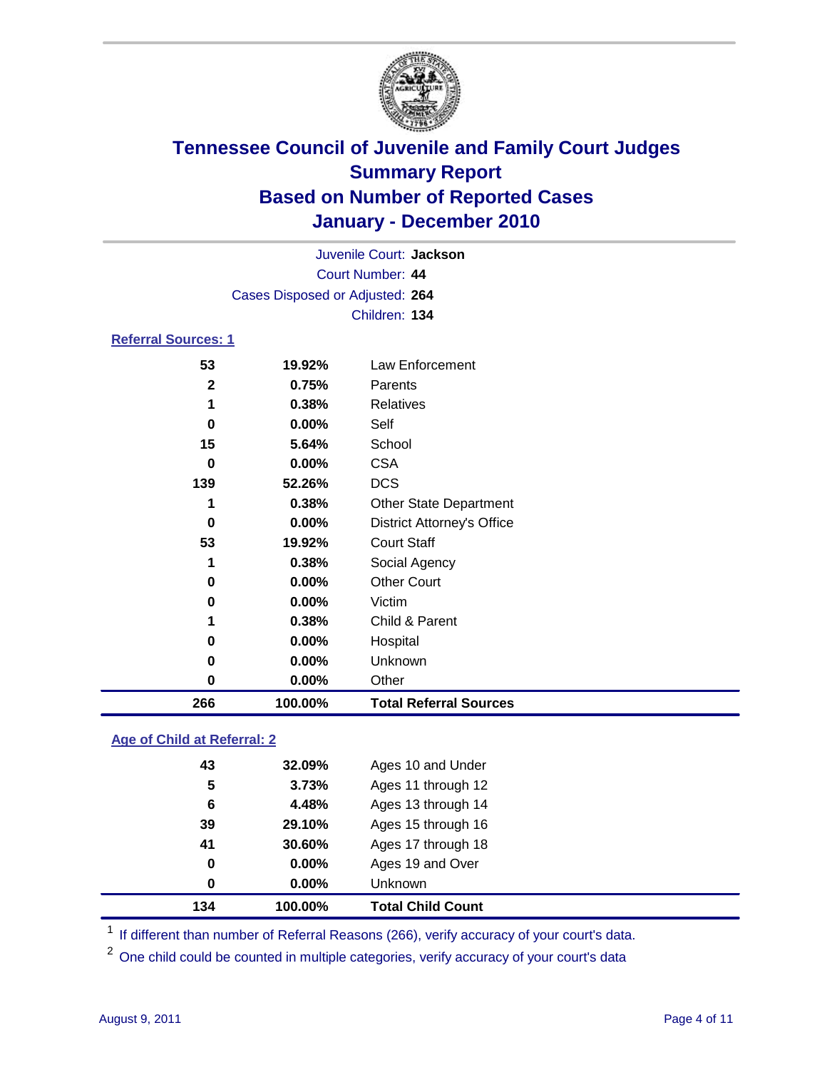# Tennessee Council of Juvenile and Family Court Judges
## Summary Report
## Based on Number of Reported Cases
## January - December 2010

Juvenile Court: **Jackson**
Court Number: **44**
Cases Disposed or Adjusted: **264**
Children: **134**

### Referral Sources: 1

| | | |
|---|---|---|
| 53 | 19.92% | Law Enforcement |
| 2 | 0.75% | Parents |
| 1 | 0.38% | Relatives |
| 0 | 0.00% | Self |
| 15 | 5.64% | School |
| 0 | 0.00% | CSA |
| 139 | 52.26% | DCS |
| 1 | 0.38% | Other State Department |
| 0 | 0.00% | District Attorney's Office |
| 53 | 19.92% | Court Staff |
| 1 | 0.38% | Social Agency |
| 0 | 0.00% | Other Court |
| 0 | 0.00% | Victim |
| 1 | 0.38% | Child & Parent |
| 0 | 0.00% | Hospital |
| 0 | 0.00% | Unknown |
| 0 | 0.00% | Other |
| **266** | **100.00%** | **Total Referral Sources** |

### Age of Child at Referral: 2

| | | |
|---|---|---|
| 43 | 32.09% | Ages 10 and Under |
| 5 | 3.73% | Ages 11 through 12 |
| 6 | 4.48% | Ages 13 through 14 |
| 39 | 29.10% | Ages 15 through 16 |
| 41 | 30.60% | Ages 17 through 18 |
| 0 | 0.00% | Ages 19 and Over |
| 0 | 0.00% | Unknown |
| **134** | **100.00%** | **Total Child Count** |

[1] If different than number of Referral Reasons (266), verify accuracy of your court's data.

[2] One child could be counted in multiple categories, verify accuracy of your court's data

August 9, 2011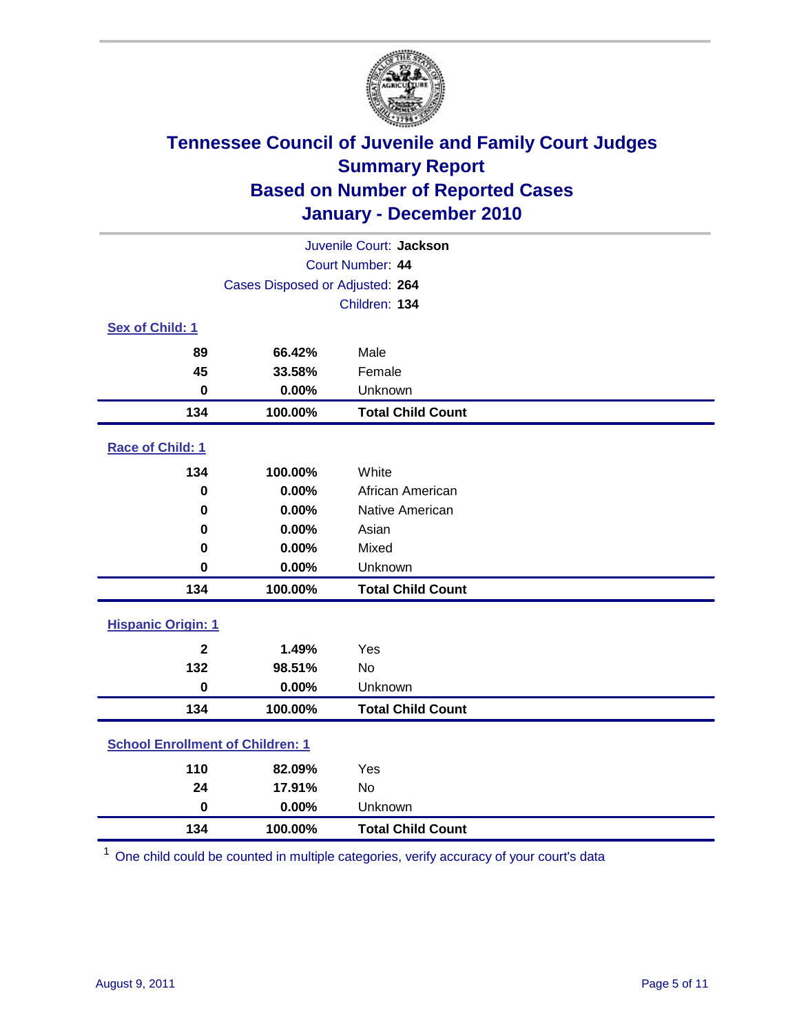# Tennessee Council of Juvenile and Family Court Judges
## Summary Report
## Based on Number of Reported Cases
## January - December 2010

Juvenile Court: **Jackson**
Court Number: **44**
Cases Disposed or Adjusted: **264**
Children: **134**

### Sex of Child: 1

| | | |
|---|---|---|
| 89 | 66.42% | Male |
| 45 | 33.58% | Female |
| 0 | 0.00% | Unknown |
| **134** | **100.00%** | **Total Child Count** |

### Race of Child: 1

| | | |
|---|---|---|
| 134 | 100.00% | White |
| 0 | 0.00% | African American |
| 0 | 0.00% | Native American |
| 0 | 0.00% | Asian |
| 0 | 0.00% | Mixed |
| 0 | 0.00% | Unknown |
| **134** | **100.00%** | **Total Child Count** |

### Hispanic Origin: 1

| | | |
|---|---|---|
| 2 | 1.49% | Yes |
| 132 | 98.51% | No |
| 0 | 0.00% | Unknown |
| **134** | **100.00%** | **Total Child Count** |

### School Enrollment of Children: 1

| | | |
|---|---|---|
| 110 | 82.09% | Yes |
| 24 | 17.91% | No |
| 0 | 0.00% | Unknown |
| **134** | **100.00%** | **Total Child Count** |

[1] One child could be counted in multiple categories, verify accuracy of your court's data

August 9, 2011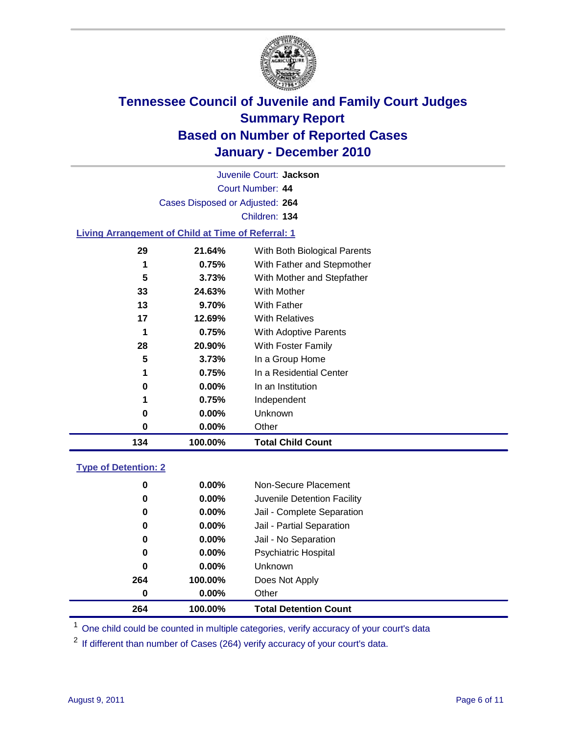# Tennessee Council of Juvenile and Family Court Judges
## Summary Report
## Based on Number of Reported Cases
## January - December 2010

Juvenile Court: **Jackson**

Court Number: **44**

Cases Disposed or Adjusted: **264**

Children: **134**

### Living Arrangement of Child at Time of Referral: 1

| | | |
|---|---|---|
| 29 | 21.64% | With Both Biological Parents |
| 1 | 0.75% | With Father and Stepmother |
| 5 | 3.73% | With Mother and Stepfather |
| 33 | 24.63% | With Mother |
| 13 | 9.70% | With Father |
| 17 | 12.69% | With Relatives |
| 1 | 0.75% | With Adoptive Parents |
| 28 | 20.90% | With Foster Family |
| 5 | 3.73% | In a Group Home |
| 1 | 0.75% | In a Residential Center |
| 0 | 0.00% | In an Institution |
| 1 | 0.75% | Independent |
| 0 | 0.00% | Unknown |
| 0 | 0.00% | Other |
| **134** | **100.00%** | **Total Child Count** |

### Type of Detention: 2

| | | |
|---|---|---|
| 0 | 0.00% | Non-Secure Placement |
| 0 | 0.00% | Juvenile Detention Facility |
| 0 | 0.00% | Jail - Complete Separation |
| 0 | 0.00% | Jail - Partial Separation |
| 0 | 0.00% | Jail - No Separation |
| 0 | 0.00% | Psychiatric Hospital |
| 0 | 0.00% | Unknown |
| 264 | 100.00% | Does Not Apply |
| 0 | 0.00% | Other |
| **264** | **100.00%** | **Total Detention Count** |

[1] One child could be counted in multiple categories, verify accuracy of your court's data

[2] If different than number of Cases (264) verify accuracy of your court's data.

August 9, 2011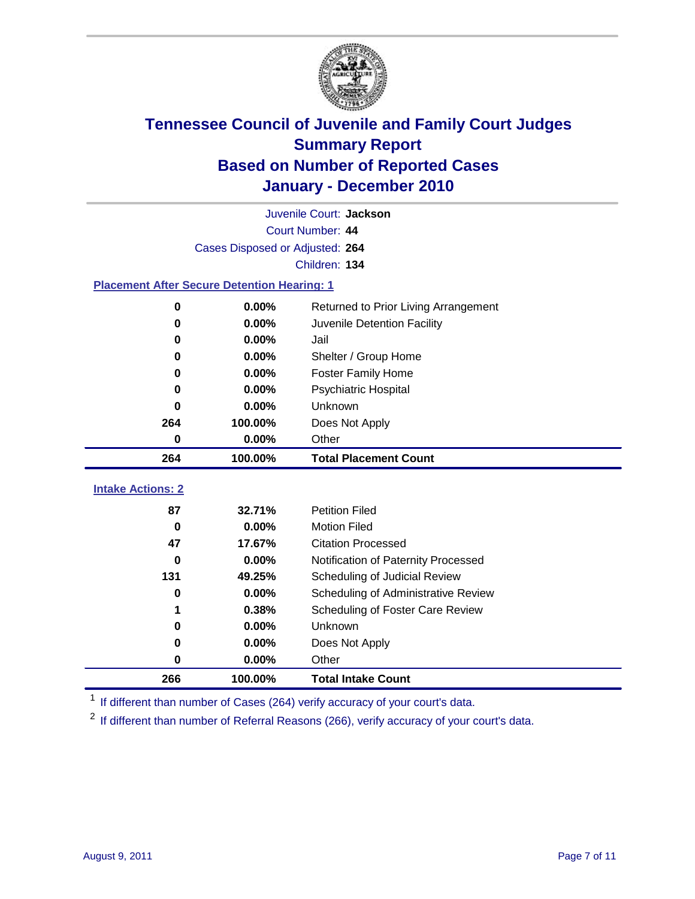# Tennessee Council of Juvenile and Family Court Judges
## Summary Report
## Based on Number of Reported Cases
## January - December 2010

Juvenile Court: **Jackson**

Court Number: **44**

Cases Disposed or Adjusted: **264**

Children: **134**

### Placement After Secure Detention Hearing: 1

| Count | Percent | Placement |
|---|---|---|
| 0 | 0.00% | Returned to Prior Living Arrangement |
| 0 | 0.00% | Juvenile Detention Facility |
| 0 | 0.00% | Jail |
| 0 | 0.00% | Shelter / Group Home |
| 0 | 0.00% | Foster Family Home |
| 0 | 0.00% | Psychiatric Hospital |
| 0 | 0.00% | Unknown |
| 264 | 100.00% | Does Not Apply |
| 0 | 0.00% | Other |
| **264** | **100.00%** | **Total Placement Count** |

### Intake Actions: 2

| Count | Percent | Intake Action |
|---|---|---|
| 87 | 32.71% | Petition Filed |
| 0 | 0.00% | Motion Filed |
| 47 | 17.67% | Citation Processed |
| 0 | 0.00% | Notification of Paternity Processed |
| 131 | 49.25% | Scheduling of Judicial Review |
| 0 | 0.00% | Scheduling of Administrative Review |
| 1 | 0.38% | Scheduling of Foster Care Review |
| 0 | 0.00% | Unknown |
| 0 | 0.00% | Does Not Apply |
| 0 | 0.00% | Other |
| **266** | **100.00%** | **Total Intake Count** |

[1] If different than number of Cases (264) verify accuracy of your court's data.

[2] If different than number of Referral Reasons (266), verify accuracy of your court's data.

August 9, 2011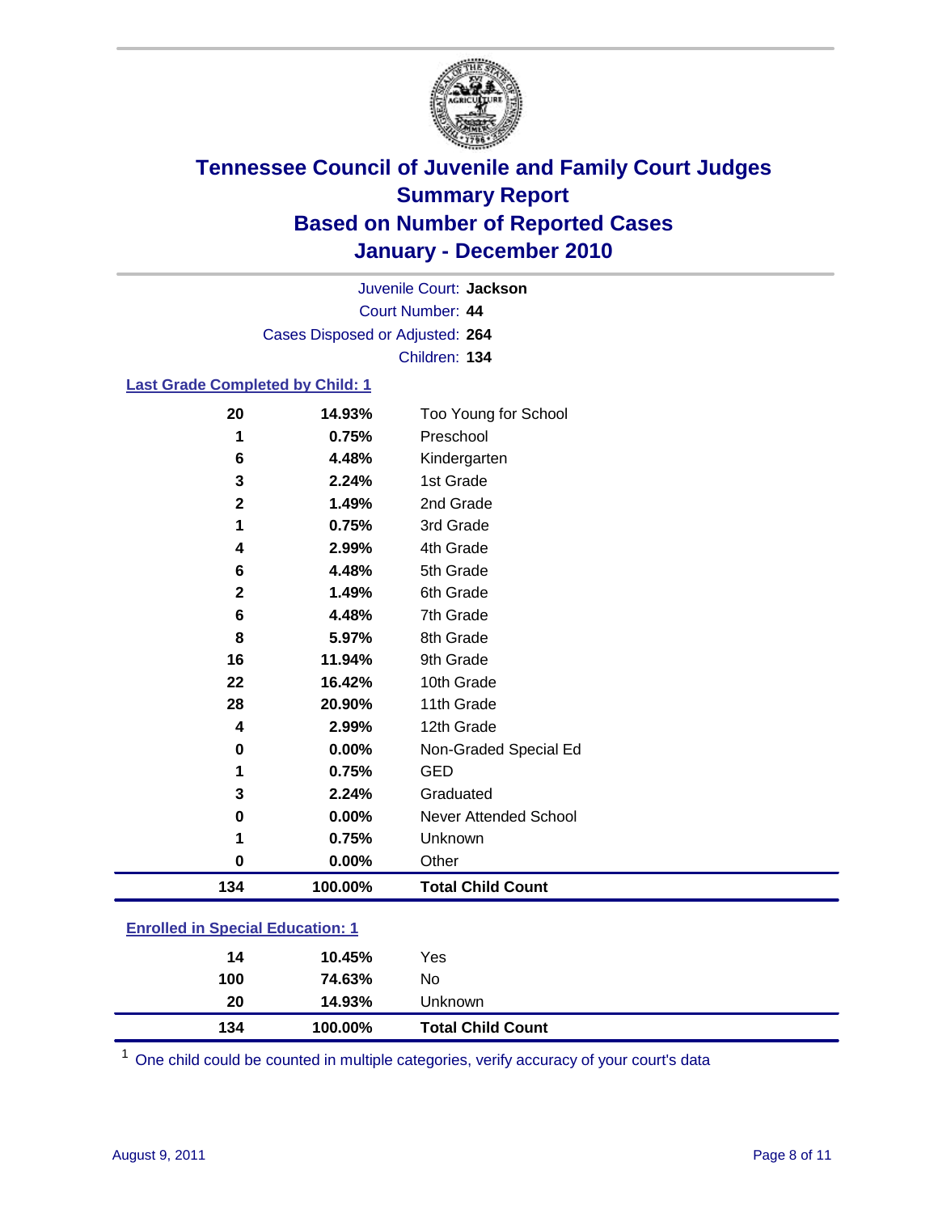# Tennessee Council of Juvenile and Family Court Judges
## Summary Report
## Based on Number of Reported Cases
## January - December 2010

Juvenile Court: **Jackson**
Court Number: **44**
Cases Disposed or Adjusted: **264**
Children: **134**

### Last Grade Completed by Child: 1

| Count | Percent | Category |
|---|---|---|
| 20 | 14.93% | Too Young for School |
| 1 | 0.75% | Preschool |
| 6 | 4.48% | Kindergarten |
| 3 | 2.24% | 1st Grade |
| 2 | 1.49% | 2nd Grade |
| 1 | 0.75% | 3rd Grade |
| 4 | 2.99% | 4th Grade |
| 6 | 4.48% | 5th Grade |
| 2 | 1.49% | 6th Grade |
| 6 | 4.48% | 7th Grade |
| 8 | 5.97% | 8th Grade |
| 16 | 11.94% | 9th Grade |
| 22 | 16.42% | 10th Grade |
| 28 | 20.90% | 11th Grade |
| 4 | 2.99% | 12th Grade |
| 0 | 0.00% | Non-Graded Special Ed |
| 1 | 0.75% | GED |
| 3 | 2.24% | Graduated |
| 0 | 0.00% | Never Attended School |
| 1 | 0.75% | Unknown |
| 0 | 0.00% | Other |
| **134** | **100.00%** | **Total Child Count** |

### Enrolled in Special Education: 1

| Count | Percent | Category |
|---|---|---|
| 14 | 10.45% | Yes |
| 100 | 74.63% | No |
| 20 | 14.93% | Unknown |
| **134** | **100.00%** | **Total Child Count** |

[1] One child could be counted in multiple categories, verify accuracy of your court's data

August 9, 2011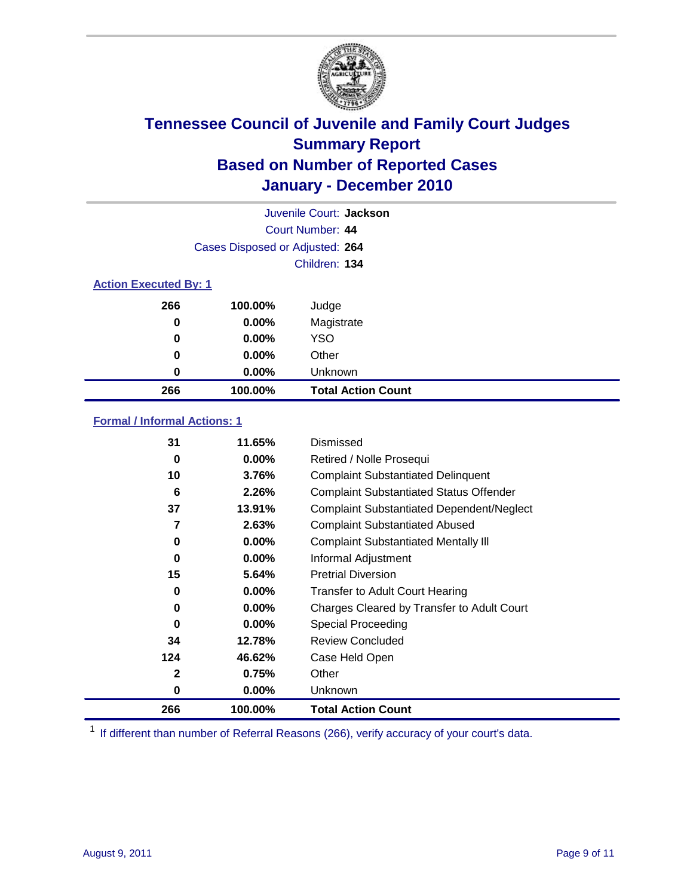# Tennessee Council of Juvenile and Family Court Judges
## Summary Report
## Based on Number of Reported Cases
## January - December 2010

Juvenile Court: **Jackson**
Court Number: **44**
Cases Disposed or Adjusted: **264**
Children: **134**

### Action Executed By: 1

| | | |
|---|---|---|
| 266 | 100.00% | Judge |
| 0 | 0.00% | Magistrate |
| 0 | 0.00% | YSO |
| 0 | 0.00% | Other |
| 0 | 0.00% | Unknown |
| **266** | **100.00%** | **Total Action Count** |

### Formal / Informal Actions: 1

| | | |
|---|---|---|
| 31 | 11.65% | Dismissed |
| 0 | 0.00% | Retired / Nolle Prosequi |
| 10 | 3.76% | Complaint Substantiated Delinquent |
| 6 | 2.26% | Complaint Substantiated Status Offender |
| 37 | 13.91% | Complaint Substantiated Dependent/Neglect |
| 7 | 2.63% | Complaint Substantiated Abused |
| 0 | 0.00% | Complaint Substantiated Mentally Ill |
| 0 | 0.00% | Informal Adjustment |
| 15 | 5.64% | Pretrial Diversion |
| 0 | 0.00% | Transfer to Adult Court Hearing |
| 0 | 0.00% | Charges Cleared by Transfer to Adult Court |
| 0 | 0.00% | Special Proceeding |
| 34 | 12.78% | Review Concluded |
| 124 | 46.62% | Case Held Open |
| 2 | 0.75% | Other |
| 0 | 0.00% | Unknown |
| **266** | **100.00%** | **Total Action Count** |

[1] If different than number of Referral Reasons (266), verify accuracy of your court's data.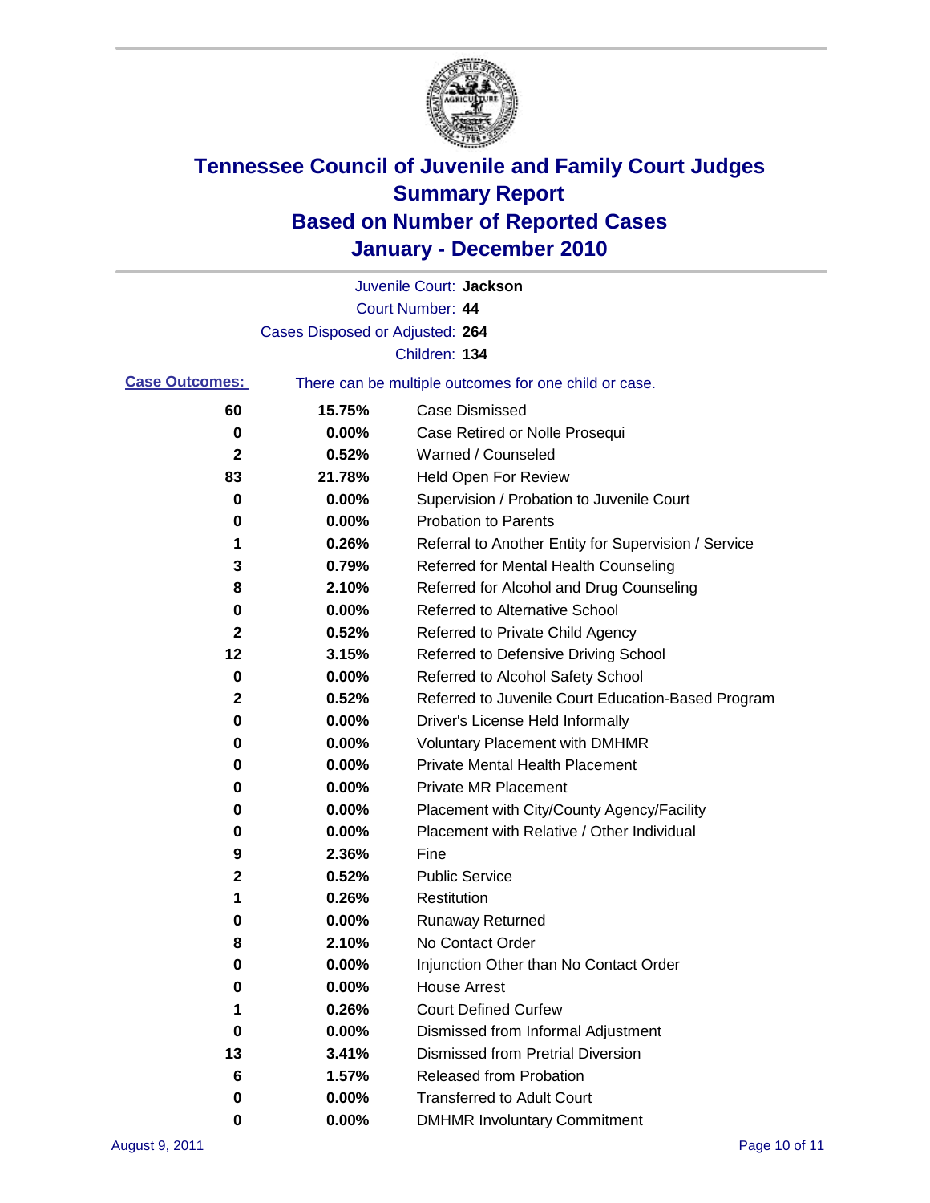# Tennessee Council of Juvenile and Family Court Judges
## Summary Report
## Based on Number of Reported Cases
## January - December 2010

Juvenile Court: **Jackson**

Court Number: **44**

Cases Disposed or Adjusted: **264**

Children: **134**

**Case Outcomes:** There can be multiple outcomes for one child or case.

| | | |
|---|---|---|
| 60 | 15.75% | Case Dismissed |
| 0 | 0.00% | Case Retired or Nolle Prosequi |
| 2 | 0.52% | Warned / Counseled |
| 83 | 21.78% | Held Open For Review |
| 0 | 0.00% | Supervision / Probation to Juvenile Court |
| 0 | 0.00% | Probation to Parents |
| 1 | 0.26% | Referral to Another Entity for Supervision / Service |
| 3 | 0.79% | Referred for Mental Health Counseling |
| 8 | 2.10% | Referred for Alcohol and Drug Counseling |
| 0 | 0.00% | Referred to Alternative School |
| 2 | 0.52% | Referred to Private Child Agency |
| 12 | 3.15% | Referred to Defensive Driving School |
| 0 | 0.00% | Referred to Alcohol Safety School |
| 2 | 0.52% | Referred to Juvenile Court Education-Based Program |
| 0 | 0.00% | Driver's License Held Informally |
| 0 | 0.00% | Voluntary Placement with DMHMR |
| 0 | 0.00% | Private Mental Health Placement |
| 0 | 0.00% | Private MR Placement |
| 0 | 0.00% | Placement with City/County Agency/Facility |
| 0 | 0.00% | Placement with Relative / Other Individual |
| 9 | 2.36% | Fine |
| 2 | 0.52% | Public Service |
| 1 | 0.26% | Restitution |
| 0 | 0.00% | Runaway Returned |
| 8 | 2.10% | No Contact Order |
| 0 | 0.00% | Injunction Other than No Contact Order |
| 0 | 0.00% | House Arrest |
| 1 | 0.26% | Court Defined Curfew |
| 0 | 0.00% | Dismissed from Informal Adjustment |
| 13 | 3.41% | Dismissed from Pretrial Diversion |
| 6 | 1.57% | Released from Probation |
| 0 | 0.00% | Transferred to Adult Court |
| 0 | 0.00% | DMHMR Involuntary Commitment |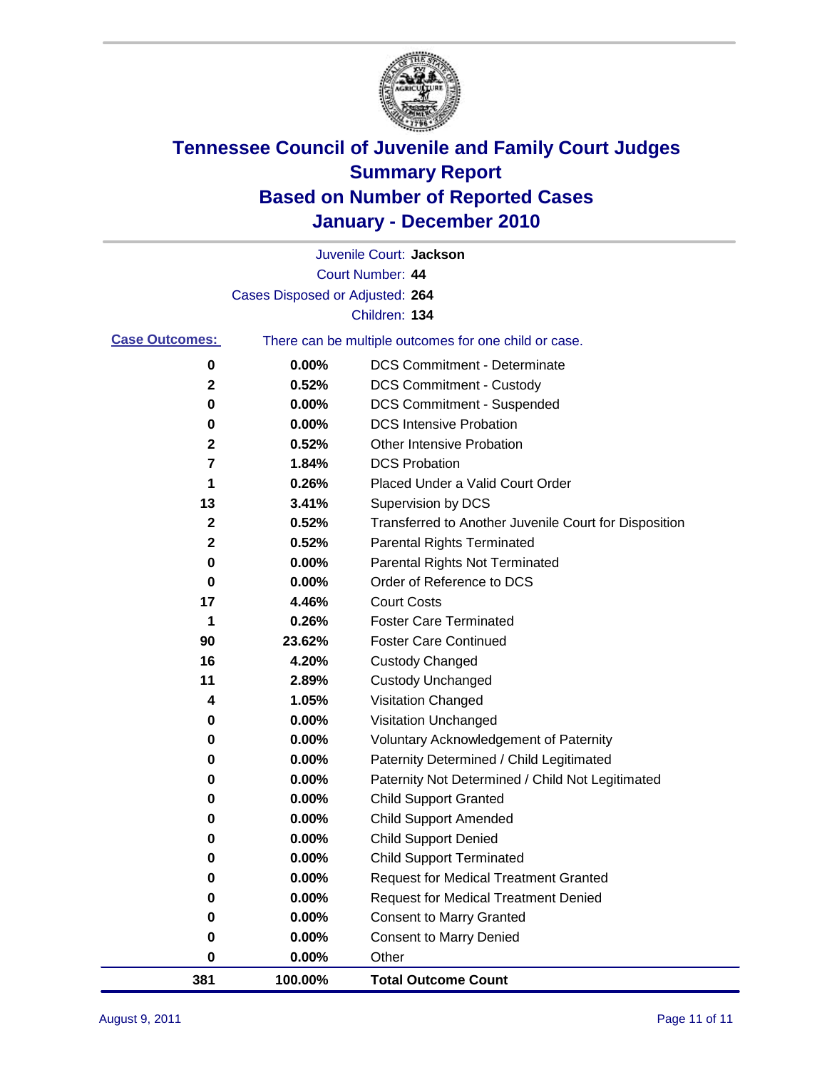# Tennessee Council of Juvenile and Family Court Judges
## Summary Report
## Based on Number of Reported Cases
## January - December 2010

Juvenile Court: **Jackson**

Court Number: **44**

Cases Disposed or Adjusted: **264**

Children: **134**

**Case Outcomes:** There can be multiple outcomes for one child or case.

| | | |
|---|---|---|
| **0** | **0.00%** | DCS Commitment - Determinate |
| **2** | **0.52%** | DCS Commitment - Custody |
| **0** | **0.00%** | DCS Commitment - Suspended |
| **0** | **0.00%** | DCS Intensive Probation |
| **2** | **0.52%** | Other Intensive Probation |
| **7** | **1.84%** | DCS Probation |
| **1** | **0.26%** | Placed Under a Valid Court Order |
| **13** | **3.41%** | Supervision by DCS |
| **2** | **0.52%** | Transferred to Another Juvenile Court for Disposition |
| **2** | **0.52%** | Parental Rights Terminated |
| **0** | **0.00%** | Parental Rights Not Terminated |
| **0** | **0.00%** | Order of Reference to DCS |
| **17** | **4.46%** | Court Costs |
| **1** | **0.26%** | Foster Care Terminated |
| **90** | **23.62%** | Foster Care Continued |
| **16** | **4.20%** | Custody Changed |
| **11** | **2.89%** | Custody Unchanged |
| **4** | **1.05%** | Visitation Changed |
| **0** | **0.00%** | Visitation Unchanged |
| **0** | **0.00%** | Voluntary Acknowledgement of Paternity |
| **0** | **0.00%** | Paternity Determined / Child Legitimated |
| **0** | **0.00%** | Paternity Not Determined / Child Not Legitimated |
| **0** | **0.00%** | Child Support Granted |
| **0** | **0.00%** | Child Support Amended |
| **0** | **0.00%** | Child Support Denied |
| **0** | **0.00%** | Child Support Terminated |
| **0** | **0.00%** | Request for Medical Treatment Granted |
| **0** | **0.00%** | Request for Medical Treatment Denied |
| **0** | **0.00%** | Consent to Marry Granted |
| **0** | **0.00%** | Consent to Marry Denied |
| **0** | **0.00%** | Other |
| **381** | **100.00%** | **Total Outcome Count** |